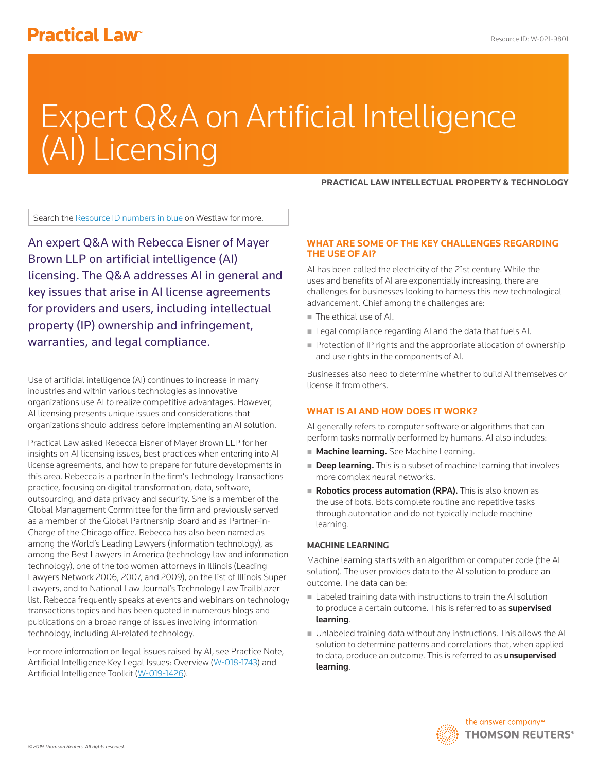# Expert Q&A on Artificial Intelligence (AI) Licensing

**PRACTICAL LAW INTELLECTUAL PROPERTY & TECHNOLOGY**

Search the Resource ID numbers in blue on Westlaw for more.

An expert Q&A with Rebecca Eisner of Mayer Brown LLP on artificial intelligence (AI) licensing. The Q&A addresses AI in general and key issues that arise in AI license agreements for providers and users, including intellectual property (IP) ownership and infringement, warranties, and legal compliance.

Use of artificial intelligence (AI) continues to increase in many industries and within various technologies as innovative organizations use AI to realize competitive advantages. However, AI licensing presents unique issues and considerations that organizations should address before implementing an AI solution.

Practical Law asked Rebecca Eisner of Mayer Brown LLP for her insights on AI licensing issues, best practices when entering into AI license agreements, and how to prepare for future developments in this area. Rebecca is a partner in the firm's Technology Transactions practice, focusing on digital transformation, data, software, outsourcing, and data privacy and security. She is a member of the Global Management Committee for the firm and previously served as a member of the Global Partnership Board and as Partner-in-Charge of the Chicago office. Rebecca has also been named as among the World's Leading Lawyers (information technology), as among the Best Lawyers in America (technology law and information technology), one of the top women attorneys in Illinois (Leading Lawyers Network 2006, 2007, and 2009), on the list of Illinois Super Lawyers, and to National Law Journal's Technology Law Trailblazer list. Rebecca frequently speaks at events and webinars on technology transactions topics and has been quoted in numerous blogs and publications on a broad range of issues involving information technology, including AI-related technology.

For more information on legal issues raised by AI, see Practice Note, Artificial Intelligence Key Legal Issues: Overview (W-018-1743) and Artificial Intelligence Toolkit (W-019-1426).

## WHAT ARE SOME OF THE KEY CHALLENGES REGARDING THE USE OF AI?

AI has been called the electricity of the 21st century. While the uses and benefits of AI are exponentially increasing, there are challenges for businesses looking to harness this new technological advancement. Chief among the challenges are:

- The ethical use of AI.
- Legal compliance regarding AI and the data that fuels AI.
- Protection of IP rights and the appropriate allocation of ownership and use rights in the components of AI.

Businesses also need to determine whether to build AI themselves or license it from others.

## WHAT IS AI AND HOW DOES IT WORK?

AI generally refers to computer software or algorithms that can perform tasks normally performed by humans. AI also includes:

- **Machine learning.** See Machine Learning.
- **Deep learning.** This is a subset of machine learning that involves more complex neural networks.
- **Robotics process automation (RPA).** This is also known as the use of bots. Bots complete routine and repetitive tasks through automation and do not typically include machine learning.

### MACHINE LEARNING

Machine learning starts with an algorithm or computer code (the AI solution). The user provides data to the AI solution to produce an outcome. The data can be:

- Labeled training data with instructions to train the AI solution to produce a certain outcome. This is referred to as **supervised learning**.
- Unlabeled training data without any instructions. This allows the AI solution to determine patterns and correlations that, when applied to data, produce an outcome. This is referred to as **unsupervised learning**.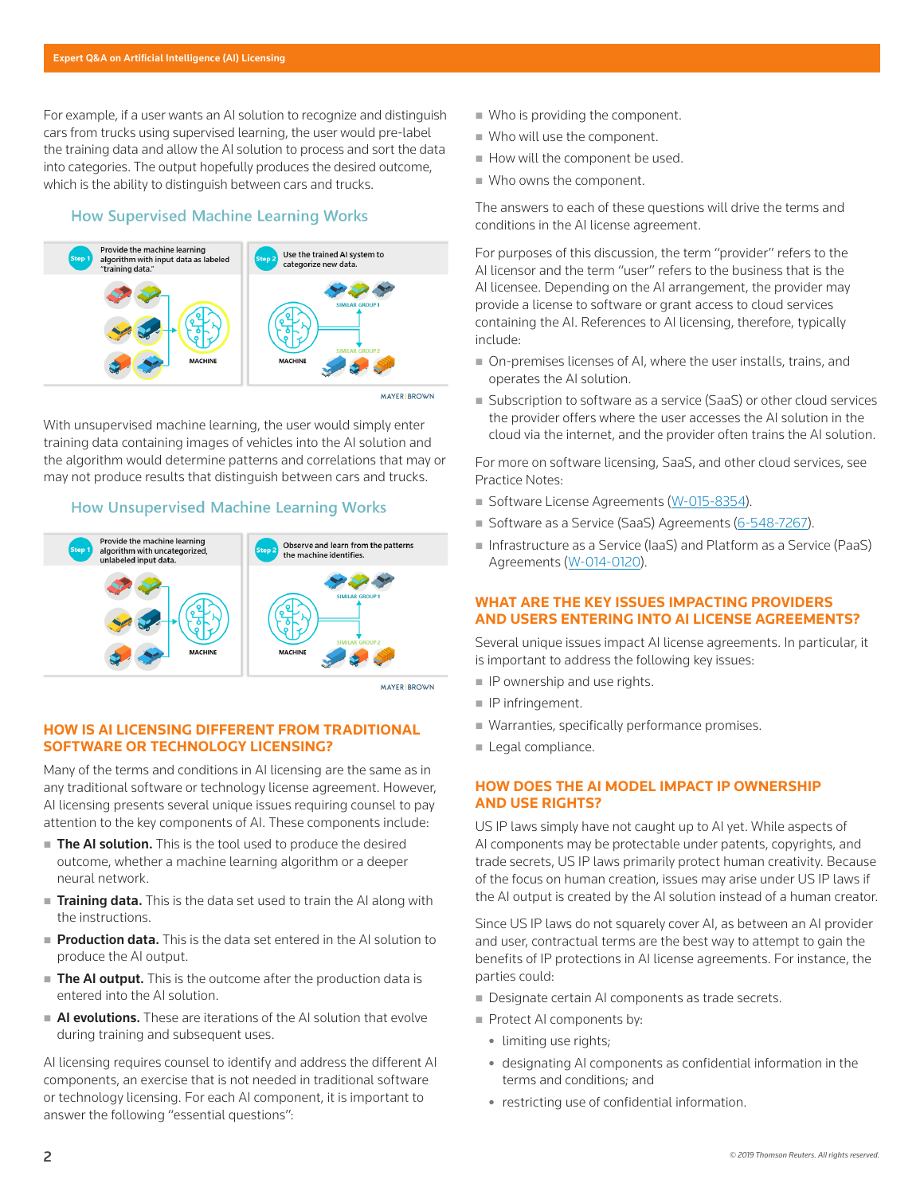For example, if a user wants an AI solution to recognize and distinguish cars from trucks using supervised learning, the user would pre-label the training data and allow the AI solution to process and sort the data into categories. The output hopefully produces the desired outcome, which is the ability to distinguish between cars and trucks.

### How Supervised Machine Learning Works

Step 1: Provide the machine learning algorithm with input data as labeled "training data."

Step 2: Use the trained AI system to categorize new data.

With unsupervised machine learning, the user would simply enter training data containing images of vehicles into the AI solution and the algorithm would determine patterns and correlations that may or may not produce results that distinguish between cars and trucks.

### How Unsupervised Machine Learning Works

Step 1: Provide the machine learning algorithm with uncategorized, unlabeled input data.

Step 2: Observe and learn from the patterns the machine identifies.

## HOW IS AI LICENSING DIFFERENT FROM TRADITIONAL SOFTWARE OR TECHNOLOGY LICENSING?

Many of the terms and conditions in AI licensing are the same as in any traditional software or technology license agreement. However, AI licensing presents several unique issues requiring counsel to pay attention to the key components of AI. These components include:

- **The AI solution.** This is the tool used to produce the desired outcome, whether a machine learning algorithm or a deeper neural network.
- **Training data.** This is the data set used to train the AI along with the instructions.
- **Production data.** This is the data set entered in the AI solution to produce the AI output.
- **The AI output.** This is the outcome after the production data is entered into the AI solution.
- **AI evolutions.** These are iterations of the AI solution that evolve during training and subsequent uses.

AI licensing requires counsel to identify and address the different AI components, an exercise that is not needed in traditional software or technology licensing. For each AI component, it is important to answer the following "essential questions":

- Who is providing the component.
- Who will use the component.
- How will the component be used.
- Who owns the component.

The answers to each of these questions will drive the terms and conditions in the AI license agreement.

For purposes of this discussion, the term "provider" refers to the AI licensor and the term "user" refers to the business that is the AI licensee. Depending on the AI arrangement, the provider may provide a license to software or grant access to cloud services containing the AI. References to AI licensing, therefore, typically include:

- On-premises licenses of AI, where the user installs, trains, and operates the AI solution.
- Subscription to software as a service (SaaS) or other cloud services the provider offers where the user accesses the AI solution in the cloud via the internet, and the provider often trains the AI solution.

For more on software licensing, SaaS, and other cloud services, see Practice Notes:

- Software License Agreements (W-015-8354).
- Software as a Service (SaaS) Agreements (6-548-7267).
- Infrastructure as a Service (IaaS) and Platform as a Service (PaaS) Agreements (W-014-0120).

## WHAT ARE THE KEY ISSUES IMPACTING PROVIDERS AND USERS ENTERING INTO AI LICENSE AGREEMENTS?

Several unique issues impact AI license agreements. In particular, it is important to address the following key issues:

- IP ownership and use rights.
- IP infringement.
- Warranties, specifically performance promises.
- Legal compliance.

## HOW DOES THE AI MODEL IMPACT IP OWNERSHIP AND USE RIGHTS?

US IP laws simply have not caught up to AI yet. While aspects of AI components may be protectable under patents, copyrights, and trade secrets, US IP laws primarily protect human creativity. Because of the focus on human creation, issues may arise under US IP laws if the AI output is created by the AI solution instead of a human creator.

Since US IP laws do not squarely cover AI, as between an AI provider and user, contractual terms are the best way to attempt to gain the benefits of IP protections in AI license agreements. For instance, the parties could:

- Designate certain AI components as trade secrets.
- Protect AI components by:
  - limiting use rights;
  - designating AI components as confidential information in the terms and conditions; and
  - restricting use of confidential information.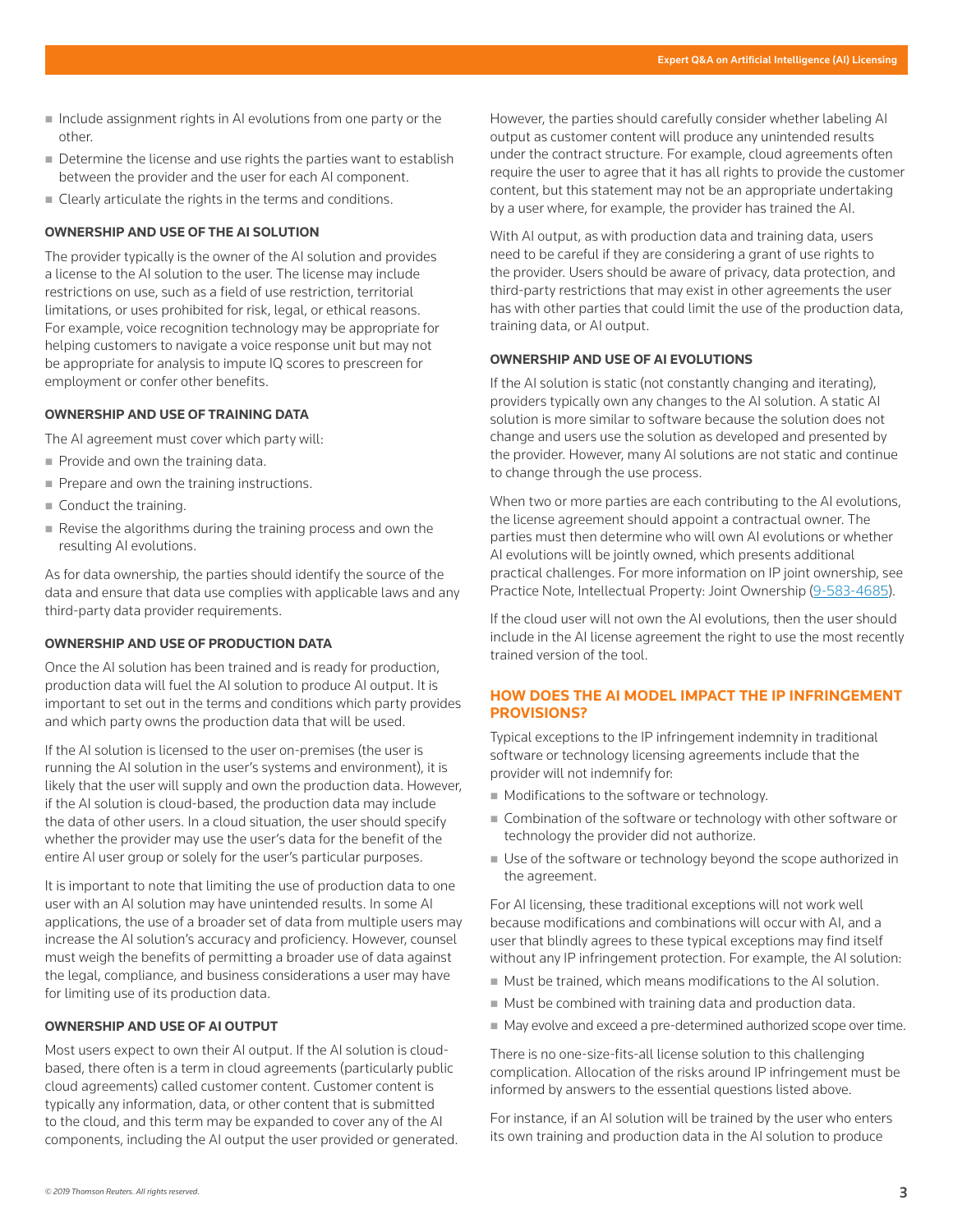- Include assignment rights in AI evolutions from one party or the other.
- Determine the license and use rights the parties want to establish between the provider and the user for each AI component.
- Clearly articulate the rights in the terms and conditions.

### OWNERSHIP AND USE OF THE AI SOLUTION

The provider typically is the owner of the AI solution and provides a license to the AI solution to the user. The license may include restrictions on use, such as a field of use restriction, territorial limitations, or uses prohibited for risk, legal, or ethical reasons. For example, voice recognition technology may be appropriate for helping customers to navigate a voice response unit but may not be appropriate for analysis to impute IQ scores to prescreen for employment or confer other benefits.

### OWNERSHIP AND USE OF TRAINING DATA

The AI agreement must cover which party will:

- Provide and own the training data.
- Prepare and own the training instructions.
- Conduct the training.
- Revise the algorithms during the training process and own the resulting AI evolutions.

As for data ownership, the parties should identify the source of the data and ensure that data use complies with applicable laws and any third-party data provider requirements.

### OWNERSHIP AND USE OF PRODUCTION DATA

Once the AI solution has been trained and is ready for production, production data will fuel the AI solution to produce AI output. It is important to set out in the terms and conditions which party provides and which party owns the production data that will be used.

If the AI solution is licensed to the user on-premises (the user is running the AI solution in the user's systems and environment), it is likely that the user will supply and own the production data. However, if the AI solution is cloud-based, the production data may include the data of other users. In a cloud situation, the user should specify whether the provider may use the user's data for the benefit of the entire AI user group or solely for the user's particular purposes.

It is important to note that limiting the use of production data to one user with an AI solution may have unintended results. In some AI applications, the use of a broader set of data from multiple users may increase the AI solution's accuracy and proficiency. However, counsel must weigh the benefits of permitting a broader use of data against the legal, compliance, and business considerations a user may have for limiting use of its production data.

### OWNERSHIP AND USE OF AI OUTPUT

Most users expect to own their AI output. If the AI solution is cloud-based, there often is a term in cloud agreements (particularly public cloud agreements) called customer content. Customer content is typically any information, data, or other content that is submitted to the cloud, and this term may be expanded to cover any of the AI components, including the AI output the user provided or generated.

However, the parties should carefully consider whether labeling AI output as customer content will produce any unintended results under the contract structure. For example, cloud agreements often require the user to agree that it has all rights to provide the customer content, but this statement may not be an appropriate undertaking by a user where, for example, the provider has trained the AI.

With AI output, as with production data and training data, users need to be careful if they are considering a grant of use rights to the provider. Users should be aware of privacy, data protection, and third-party restrictions that may exist in other agreements the user has with other parties that could limit the use of the production data, training data, or AI output.

### OWNERSHIP AND USE OF AI EVOLUTIONS

If the AI solution is static (not constantly changing and iterating), providers typically own any changes to the AI solution. A static AI solution is more similar to software because the solution does not change and users use the solution as developed and presented by the provider. However, many AI solutions are not static and continue to change through the use process.

When two or more parties are each contributing to the AI evolutions, the license agreement should appoint a contractual owner. The parties must then determine who will own AI evolutions or whether AI evolutions will be jointly owned, which presents additional practical challenges. For more information on IP joint ownership, see Practice Note, Intellectual Property: Joint Ownership (9-583-4685).

If the cloud user will not own the AI evolutions, then the user should include in the AI license agreement the right to use the most recently trained version of the tool.

## HOW DOES THE AI MODEL IMPACT THE IP INFRINGEMENT PROVISIONS?

Typical exceptions to the IP infringement indemnity in traditional software or technology licensing agreements include that the provider will not indemnify for:

- Modifications to the software or technology.
- Combination of the software or technology with other software or technology the provider did not authorize.
- Use of the software or technology beyond the scope authorized in the agreement.

For AI licensing, these traditional exceptions will not work well because modifications and combinations will occur with AI, and a user that blindly agrees to these typical exceptions may find itself without any IP infringement protection. For example, the AI solution:

- Must be trained, which means modifications to the AI solution.
- Must be combined with training data and production data.
- May evolve and exceed a pre-determined authorized scope over time.

There is no one-size-fits-all license solution to this challenging complication. Allocation of the risks around IP infringement must be informed by answers to the essential questions listed above.

For instance, if an AI solution will be trained by the user who enters its own training and production data in the AI solution to produce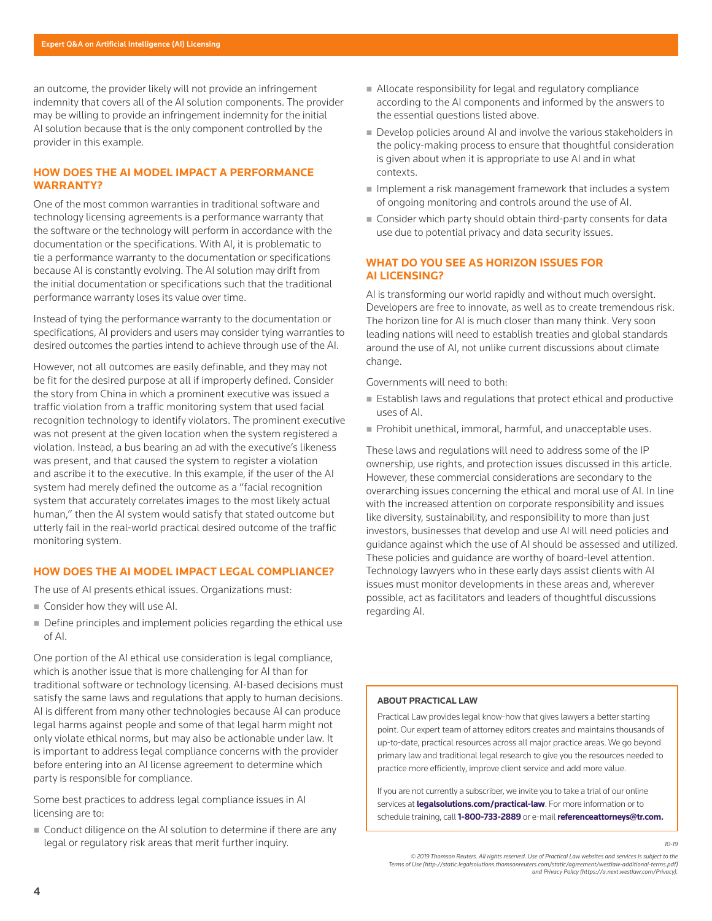an outcome, the provider likely will not provide an infringement indemnity that covers all of the AI solution components. The provider may be willing to provide an infringement indemnity for the initial AI solution because that is the only component controlled by the provider in this example.

## HOW DOES THE AI MODEL IMPACT A PERFORMANCE WARRANTY?

One of the most common warranties in traditional software and technology licensing agreements is a performance warranty that the software or the technology will perform in accordance with the documentation or the specifications. With AI, it is problematic to tie a performance warranty to the documentation or specifications because AI is constantly evolving. The AI solution may drift from the initial documentation or specifications such that the traditional performance warranty loses its value over time.

Instead of tying the performance warranty to the documentation or specifications, AI providers and users may consider tying warranties to desired outcomes the parties intend to achieve through use of the AI.

However, not all outcomes are easily definable, and they may not be fit for the desired purpose at all if improperly defined. Consider the story from China in which a prominent executive was issued a traffic violation from a traffic monitoring system that used facial recognition technology to identify violators. The prominent executive was not present at the given location when the system registered a violation. Instead, a bus bearing an ad with the executive's likeness was present, and that caused the system to register a violation and ascribe it to the executive. In this example, if the user of the AI system had merely defined the outcome as a "facial recognition system that accurately correlates images to the most likely actual human," then the AI system would satisfy that stated outcome but utterly fail in the real-world practical desired outcome of the traffic monitoring system.

## HOW DOES THE AI MODEL IMPACT LEGAL COMPLIANCE?

The use of AI presents ethical issues. Organizations must:

- Consider how they will use AI.
- Define principles and implement policies regarding the ethical use of AI.

One portion of the AI ethical use consideration is legal compliance, which is another issue that is more challenging for AI than for traditional software or technology licensing. AI-based decisions must satisfy the same laws and regulations that apply to human decisions. AI is different from many other technologies because AI can produce legal harms against people and some of that legal harm might not only violate ethical norms, but may also be actionable under law. It is important to address legal compliance concerns with the provider before entering into an AI license agreement to determine which party is responsible for compliance.

Some best practices to address legal compliance issues in AI licensing are to:

- Conduct diligence on the AI solution to determine if there are any legal or regulatory risk areas that merit further inquiry.
- Allocate responsibility for legal and regulatory compliance according to the AI components and informed by the answers to the essential questions listed above.
- Develop policies around AI and involve the various stakeholders in the policy-making process to ensure that thoughtful consideration is given about when it is appropriate to use AI and in what contexts.
- Implement a risk management framework that includes a system of ongoing monitoring and controls around the use of AI.
- Consider which party should obtain third-party consents for data use due to potential privacy and data security issues.

## WHAT DO YOU SEE AS HORIZON ISSUES FOR AI LICENSING?

AI is transforming our world rapidly and without much oversight. Developers are free to innovate, as well as to create tremendous risk. The horizon line for AI is much closer than many think. Very soon leading nations will need to establish treaties and global standards around the use of AI, not unlike current discussions about climate change.

Governments will need to both:

- Establish laws and regulations that protect ethical and productive uses of AI.
- Prohibit unethical, immoral, harmful, and unacceptable uses.

These laws and regulations will need to address some of the IP ownership, use rights, and protection issues discussed in this article. However, these commercial considerations are secondary to the overarching issues concerning the ethical and moral use of AI. In line with the increased attention on corporate responsibility and issues like diversity, sustainability, and responsibility to more than just investors, businesses that develop and use AI will need policies and guidance against which the use of AI should be assessed and utilized. These policies and guidance are worthy of board-level attention. Technology lawyers who in these early days assist clients with AI issues must monitor developments in these areas and, wherever possible, act as facilitators and leaders of thoughtful discussions regarding AI.

**ABOUT PRACTICAL LAW**

Practical Law provides legal know-how that gives lawyers a better starting point. Our expert team of attorney editors creates and maintains thousands of up-to-date, practical resources across all major practice areas. We go beyond primary law and traditional legal research to give you the resources needed to practice more efficiently, improve client service and add more value.

If you are not currently a subscriber, we invite you to take a trial of our online services at **legalsolutions.com/practical-law**. For more information or to schedule training, call **1-800-733-2889** or e-mail **referenceattorneys@tr.com.**

10-19

*© 2019 Thomson Reuters. All rights reserved. Use of Practical Law websites and services is subject to the Terms of Use (http://static.legalsolutions.thomsonreuters.com/static/agreement/westlaw-additional-terms.pdf) and Privacy Policy (https://a.next.westlaw.com/Privacy).*